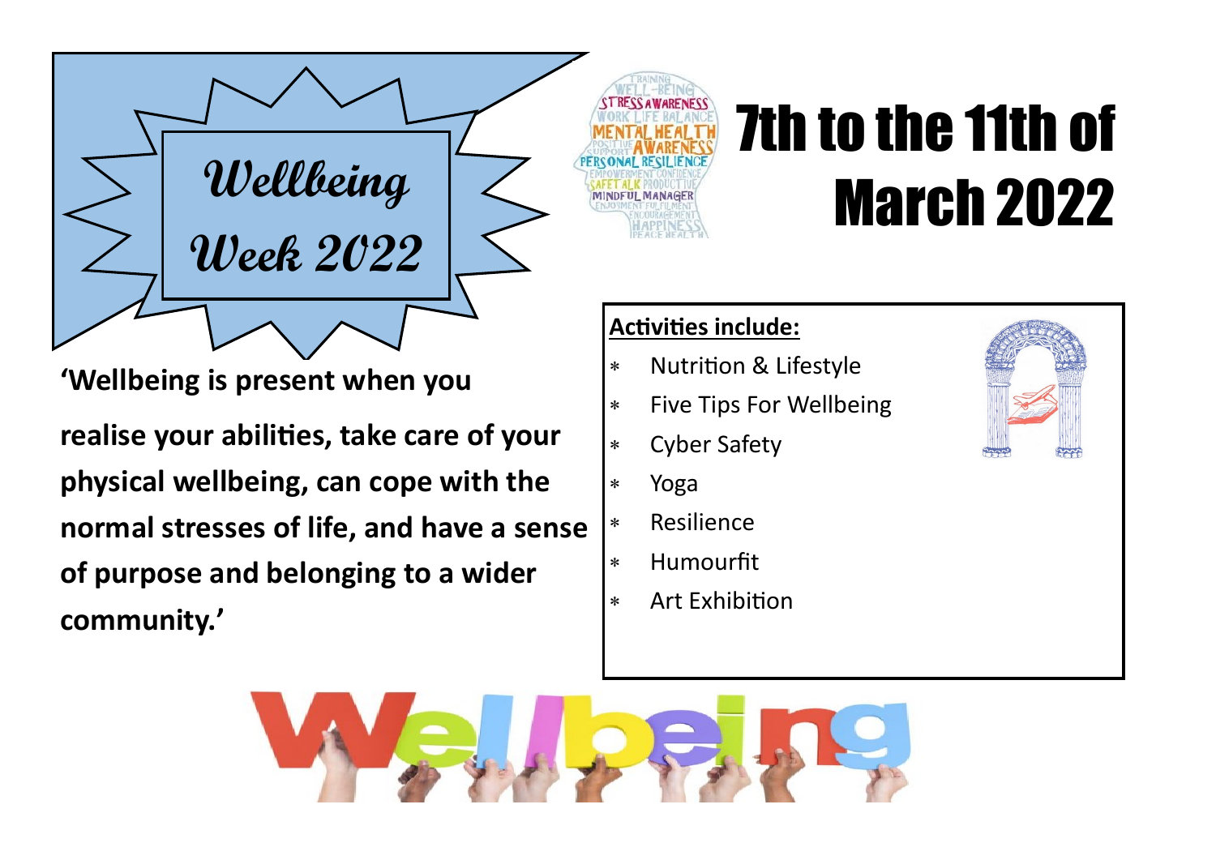# Wellbeing Week 2022

# 7th to the 11th of March 2022

**'Wellbeing is present when you realise your abilities, take care of your physical wellbeing, can cope with the normal stresses of life, and have a sense of purpose and belonging to a wider community.'**

**Activities include:**

- Nutrition & Lifestyle
- Five Tips For Wellbeing
- Cyber Safety
- Yoga
- Resilience
- Humourfit
- Art Exhibition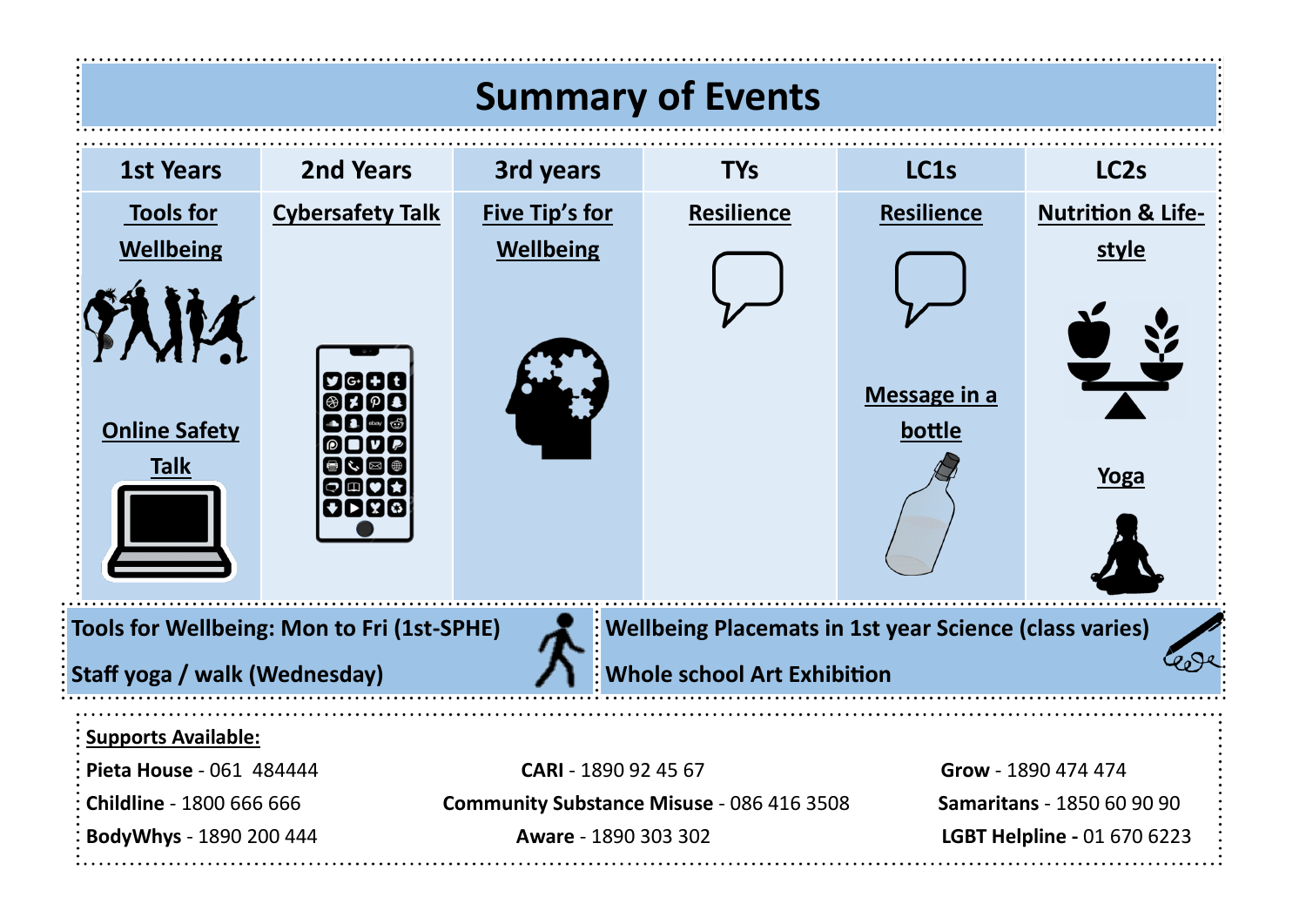# Summary of Events

| 1st Years | 2nd Years | 3rd years | TYs | LC1s | LC2s |
|---|---|---|---|---|---|
| Tools for Wellbeing | Cybersafety Talk | Five Tip's for Wellbeing | Resilience | Resilience | Nutrition & Life-style |
| Online Safety Talk | | | | Message in a bottle | Yoga |

**Tools for Wellbeing: Mon to Fri (1st-SPHE)**

**Staff yoga / walk (Wednesday)**

**Wellbeing Placemats in 1st year Science (class varies)**

**Whole school Art Exhibition**

**Supports Available:**

**Pieta House** - 061 484444

**Childline** - 1800 666 666

**BodyWhys** - 1890 200 444

**CARI** - 1890 92 45 67

**Community Substance Misuse** - 086 416 3508

**Aware** - 1890 303 302

**Grow** - 1890 474 474

**Samaritans** - 1850 60 90 90

**LGBT Helpline -** 01 670 6223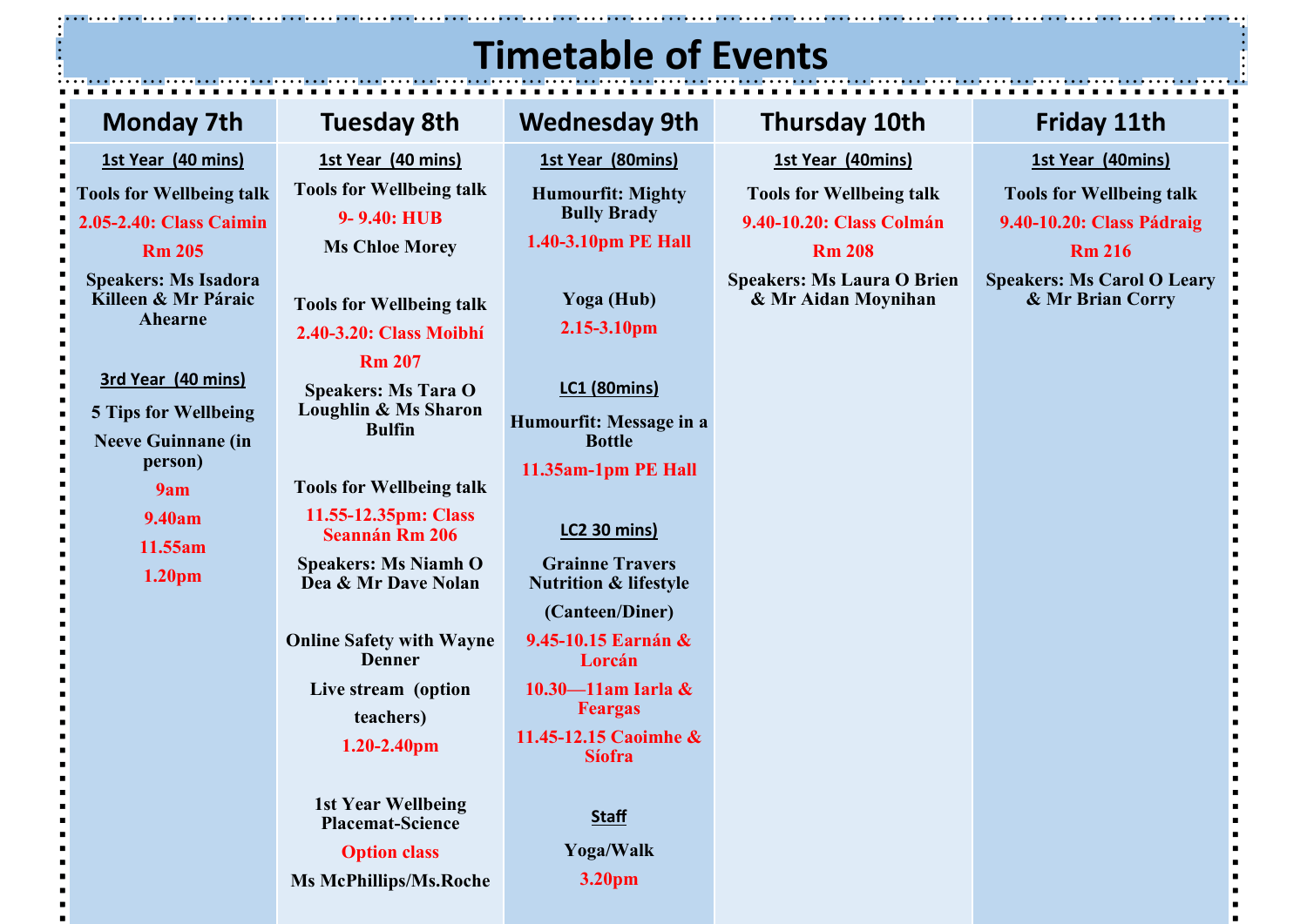# Timetable of Events

## Monday 7th

**1st Year (40 mins)**

**Tools for Wellbeing talk**

**2.05-2.40: Class Caimin**

**Rm 205**

**Speakers: Ms Isadora Killeen & Mr Páraic Ahearne**

**3rd Year (40 mins)**

**5 Tips for Wellbeing**

**Neeve Guinnane (in person)**

**9am**

**9.40am**

**11.55am**

**1.20pm**

## Tuesday 8th

**1st Year (40 mins)**

**Tools for Wellbeing talk**

**9- 9.40: HUB**

**Ms Chloe Morey**

**Tools for Wellbeing talk**

**2.40-3.20: Class Moibhí**

**Rm 207**

**Speakers: Ms Tara O Loughlin & Ms Sharon Bulfin**

**Tools for Wellbeing talk**

**11.55-12.35pm: Class Seannán Rm 206**

**Speakers: Ms Niamh O Dea & Mr Dave Nolan**

**Online Safety with Wayne Denner**

**Live stream (option teachers)**

**1.20-2.40pm**

**1st Year Wellbeing Placemat-Science**

**Option class**

**Ms McPhillips/Ms.Roche**

## Wednesday 9th

**1st Year (80mins)**

**Humourfit: Mighty Bully Brady**

**1.40-3.10pm PE Hall**

**Yoga (Hub)**

**2.15-3.10pm**

**LC1 (80mins)**

**Humourfit: Message in a Bottle**

**11.35am-1pm PE Hall**

**LC2 30 mins)**

**Grainne Travers Nutrition & lifestyle**

**(Canteen/Diner)**

**9.45-10.15 Earnán & Lorcán**

**10.30—11am Iarla & Feargas**

**11.45-12.15 Caoimhe & Síofra**

**Staff**

**Yoga/Walk**

**3.20pm**

## Thursday 10th

**1st Year (40mins)**

**Tools for Wellbeing talk**

**9.40-10.20: Class Colmán**

**Rm 208**

**Speakers: Ms Laura O Brien & Mr Aidan Moynihan**

## Friday 11th

**1st Year (40mins)**

**Tools for Wellbeing talk**

**9.40-10.20: Class Pádraig**

**Rm 216**

**Speakers: Ms Carol O Leary & Mr Brian Corry**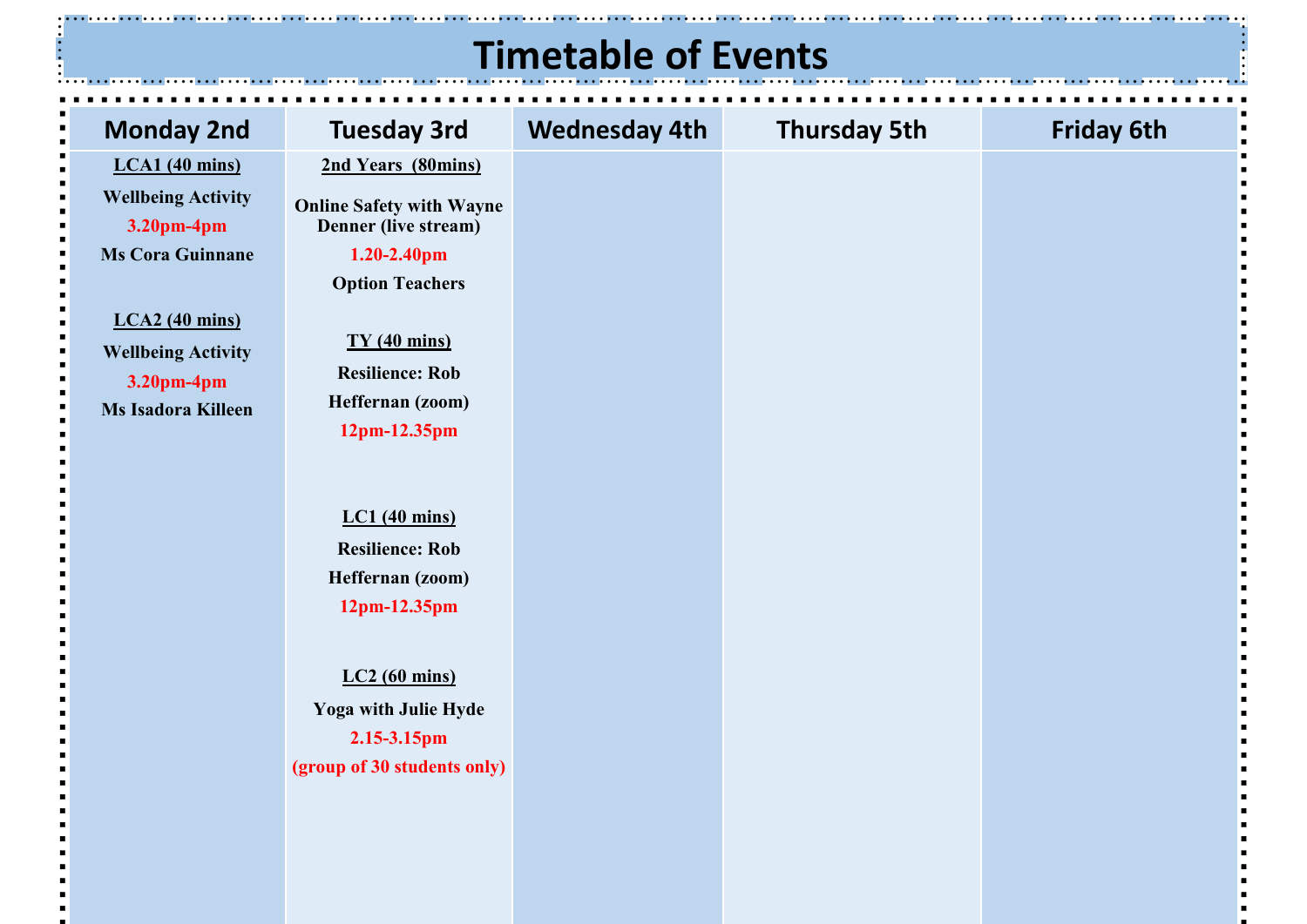# Timetable of Events

| Monday 2nd | Tuesday 3rd | Wednesday 4th | Thursday 5th | Friday 6th |
|---|---|---|---|---|
| **LCA1 (40 mins)**<br>**Wellbeing Activity**<br>**3.20pm-4pm**<br>**Ms Cora Guinnane**<br><br>**LCA2 (40 mins)**<br>**Wellbeing Activity**<br>**3.20pm-4pm**<br>**Ms Isadora Killeen** | **2nd Years (80mins)**<br>**Online Safety with Wayne Denner (live stream)**<br>**1.20-2.40pm**<br>**Option Teachers**<br><br>**TY (40 mins)**<br>**Resilience: Rob Heffernan (zoom)**<br>**12pm-12.35pm**<br><br>**LC1 (40 mins)**<br>**Resilience: Rob Heffernan (zoom)**<br>**12pm-12.35pm**<br><br>**LC2 (60 mins)**<br>**Yoga with Julie Hyde**<br>**2.15-3.15pm**<br>**(group of 30 students only)** | | | |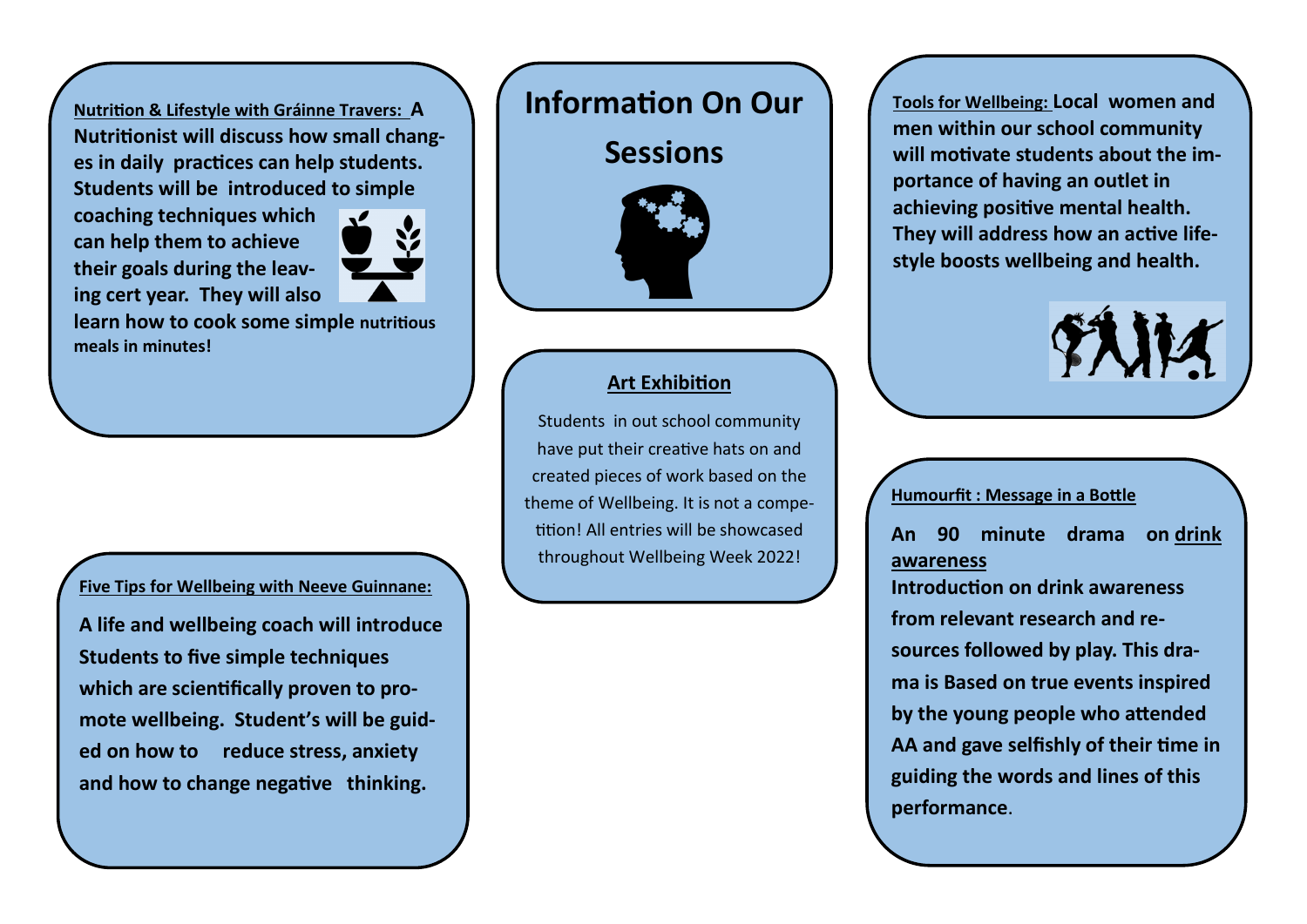# Information On Our Sessions

**Nutrition & Lifestyle with Gráinne Travers:** **A Nutritionist will discuss how small changes in daily practices can help students. Students will be introduced to simple coaching techniques which can help them to achieve their goals during the leaving cert year. They will also learn how to cook some simple nutritious meals in minutes!**

**Five Tips for Wellbeing with Neeve Guinnane:**

**A life and wellbeing coach will introduce Students to five simple techniques which are scientifically proven to promote wellbeing. Student's will be guided on how to reduce stress, anxiety and how to change negative thinking.**

**Art Exhibition**

Students in out school community have put their creative hats on and created pieces of work based on the theme of Wellbeing. It is not a competition! All entries will be showcased throughout Wellbeing Week 2022!

**Tools for Wellbeing:** **Local women and men within our school community will motivate students about the importance of having an outlet in achieving positive mental health. They will address how an active lifestyle boosts wellbeing and health.**

**Humourfit : Message in a Bottle**

**An 90 minute drama on drink awareness**

**Introduction on drink awareness from relevant research and resources followed by play. This drama is Based on true events inspired by the young people who attended AA and gave selfishly of their time in guiding the words and lines of this performance**.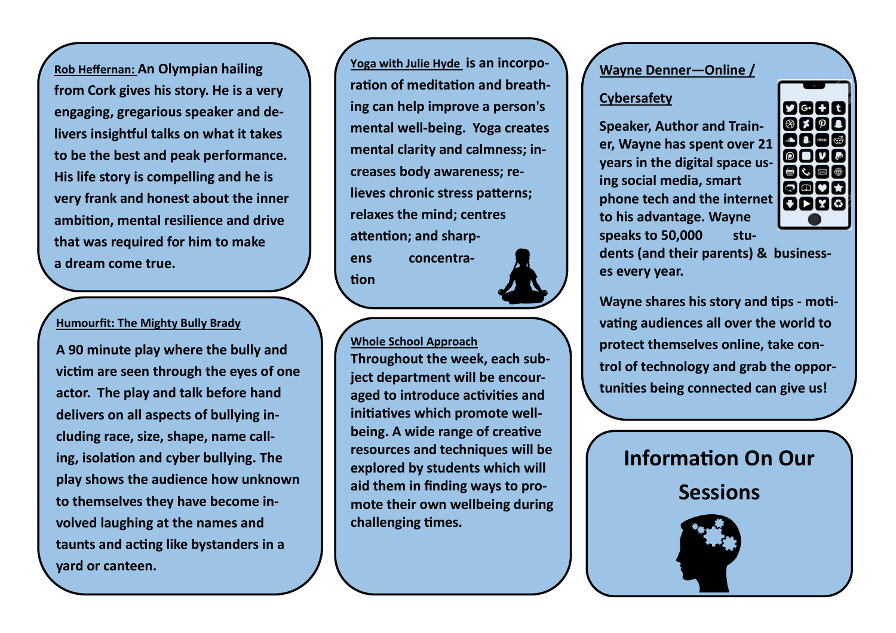# Information On Our Sessions

**Rob Heffernan:** **An Olympian hailing from Cork gives his story. He is a very engaging, gregarious speaker and delivers insightful talks on what it takes to be the best and peak performance. His life story is compelling and he is very frank and honest about the inner ambition, mental resilience and drive that was required for him to make a dream come true.**

**Humourfit: The Mighty Bully Brady**

**A 90 minute play where the bully and victim are seen through the eyes of one actor. The play and talk before hand delivers on all aspects of bullying including race, size, shape, name calling, isolation and cyber bullying. The play shows the audience how unknown to themselves they have become involved laughing at the names and taunts and acting like bystanders in a yard or canteen.**

**Yoga with Julie Hyde** **is an incorporation of meditation and breathing can help improve a person's mental well-being. Yoga creates mental clarity and calmness; increases body awareness; relieves chronic stress patterns; relaxes the mind; centres attention; and sharpens concentration**

**Whole School Approach**

**Throughout the week, each subject department will be encouraged to introduce activities and initiatives which promote wellbeing. A wide range of creative resources and techniques will be explored by students which will aid them in finding ways to promote their own wellbeing during challenging times.**

**Wayne Denner—Online / Cybersafety**

**Speaker, Author and Trainer, Wayne has spent over 21 years in the digital space using social media, smart phone tech and the internet to his advantage. Wayne speaks to 50,000 students (and their parents) & businesses every year.**

**Wayne shares his story and tips - motivating audiences all over the world to protect themselves online, take control of technology and grab the opportunities being connected can give us!**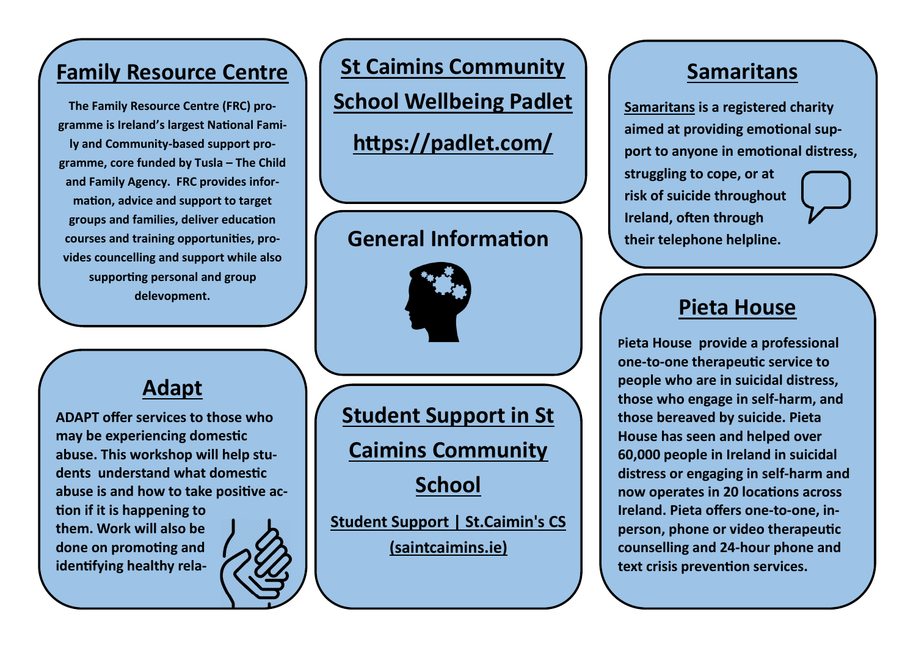## Family Resource Centre

**The Family Resource Centre (FRC) programme is Ireland's largest National Family and Community-based support programme, core funded by Tusla – The Child and Family Agency. FRC provides information, advice and support to target groups and families, deliver education courses and training opportunities, provides councelling and support while also supporting personal and group delevopment.**

## Adapt

**ADAPT offer services to those who may be experiencing domestic abuse. This workshop will help students understand what domestic abuse is and how to take positive action if it is happening to them. Work will also be done on promoting and identifying healthy rela-**

## St Caimins Community School Wellbeing Padlet

**https://padlet.com/**

## General Information

## Student Support in St Caimins Community School

**Student Support | St.Caimin's CS (saintcaimins.ie)**

## Samaritans

**Samaritans is a registered charity aimed at providing emotional support to anyone in emotional distress, struggling to cope, or at risk of suicide throughout Ireland, often through their telephone helpline.**

## Pieta House

**Pieta House provide a professional one-to-one therapeutic service to people who are in suicidal distress, those who engage in self-harm, and those bereaved by suicide. Pieta House has seen and helped over 60,000 people in Ireland in suicidal distress or engaging in self-harm and now operates in 20 locations across Ireland. Pieta offers one-to-one, in-person, phone or video therapeutic counselling and 24-hour phone and text crisis prevention services.**